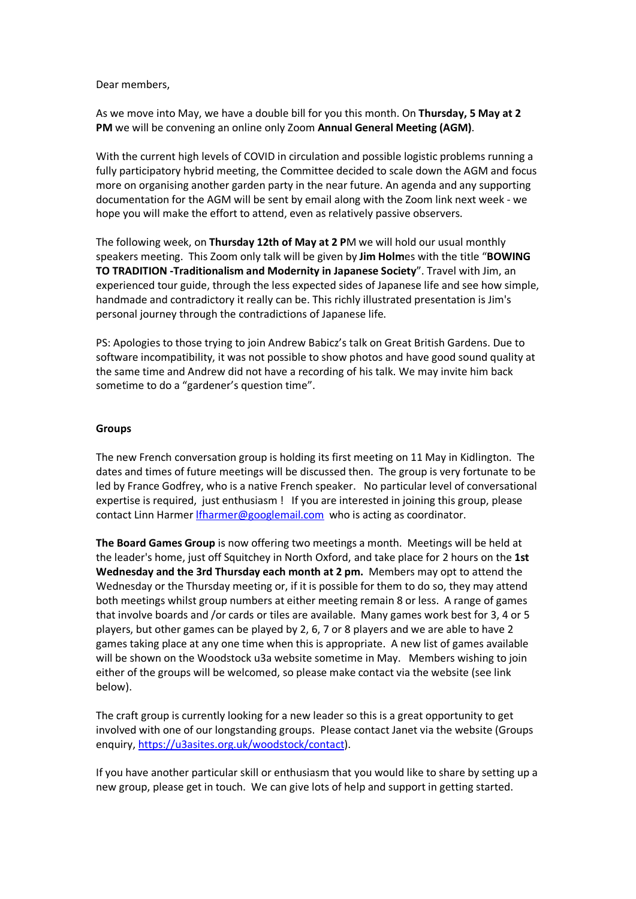Dear members,

As we move into May, we have a double bill for you this month. On **Thursday, 5 May at 2 PM** we will be convening an online only Zoom **Annual General Meeting (AGM)**.

With the current high levels of COVID in circulation and possible logistic problems running a fully participatory hybrid meeting, the Committee decided to scale down the AGM and focus more on organising another garden party in the near future. An agenda and any supporting documentation for the AGM will be sent by email along with the Zoom link next week - we hope you will make the effort to attend, even as relatively passive observers.

The following week, on **Thursday 12th of May at 2 P**M we will hold our usual monthly speakers meeting. This Zoom only talk will be given by **Jim Holm**es with the title "**BOWING TO TRADITION -Traditionalism and Modernity in Japanese Society**". Travel with Jim, an experienced tour guide, through the less expected sides of Japanese life and see how simple, handmade and contradictory it really can be. This richly illustrated presentation is Jim's personal journey through the contradictions of Japanese life.

PS: Apologies to those trying to join Andrew Babicz's talk on Great British Gardens. Due to software incompatibility, it was not possible to show photos and have good sound quality at the same time and Andrew did not have a recording of his talk. We may invite him back sometime to do a "gardener's question time".

**Groups**

The new French conversation group is holding its first meeting on 11 May in Kidlington. The dates and times of future meetings will be discussed then. The group is very fortunate to be led by France Godfrey, who is a native French speaker. No particular level of conversational expertise is required, just enthusiasm ! If you are interested in joining this group, please contact Linn Harmer [lfharmer@googlemail.com](mailto:lfharmer@googlemail.com) who is acting as coordinator.

**The Board Games Group** is now offering two meetings a month. Meetings will be held at the leader's home, just off Squitchey in North Oxford, and take place for 2 hours on the **1st Wednesday and the 3rd Thursday each month at 2 pm.** Members may opt to attend the Wednesday or the Thursday meeting or, if it is possible for them to do so, they may attend both meetings whilst group numbers at either meeting remain 8 or less. A range of games that involve boards and /or cards or tiles are available. Many games work best for 3, 4 or 5 players, but other games can be played by 2, 6, 7 or 8 players and we are able to have 2 games taking place at any one time when this is appropriate. A new list of games available will be shown on the Woodstock u3a website sometime in May. Members wishing to join either of the groups will be welcomed, so please make contact via the website (see link below).

The craft group is currently looking for a new leader so this is a great opportunity to get involved with one of our longstanding groups. Please contact Janet via the website (Groups enquiry, [https://u3asites.org.uk/woodstock/contact](https://u3asites.org.uk/woodstock/contact)).

If you have another particular skill or enthusiasm that you would like to share by setting up a new group, please get in touch. We can give lots of help and support in getting started.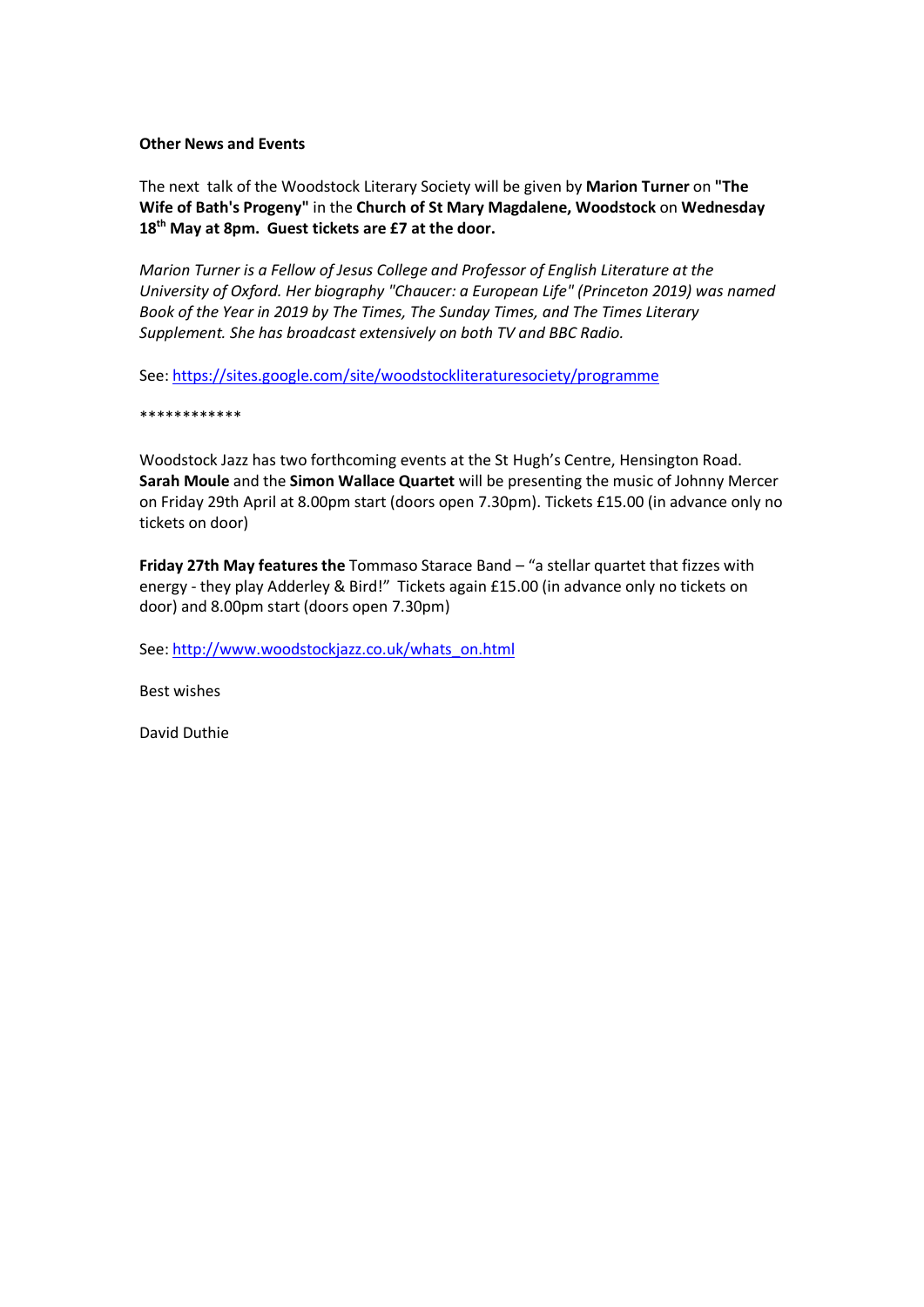**Other News and Events**

The next talk of the Woodstock Literary Society will be given by **Marion Turner** on **"The Wife of Bath's Progeny"** in the **Church of St Mary Magdalene, Woodstock** on **Wednesday 18th May at 8pm. Guest tickets are £7 at the door.**

*Marion Turner is a Fellow of Jesus College and Professor of English Literature at the University of Oxford. Her biography "Chaucer: a European Life" (Princeton 2019) was named Book of the Year in 2019 by The Times, The Sunday Times, and The Times Literary Supplement. She has broadcast extensively on both TV and BBC Radio.*

See: https://sites.google.com/site/woodstockliteraturesociety/programme

************

Woodstock Jazz has two forthcoming events at the St Hugh's Centre, Hensington Road. **Sarah Moule** and the **Simon Wallace Quartet** will be presenting the music of Johnny Mercer on Friday 29th April at 8.00pm start (doors open 7.30pm). Tickets £15.00 (in advance only no tickets on door)

**Friday 27th May features the** Tommaso Starace Band – "a stellar quartet that fizzes with energy - they play Adderley & Bird!" Tickets again £15.00 (in advance only no tickets on door) and 8.00pm start (doors open 7.30pm)

See: http://www.woodstockjazz.co.uk/whats_on.html

Best wishes

David Duthie